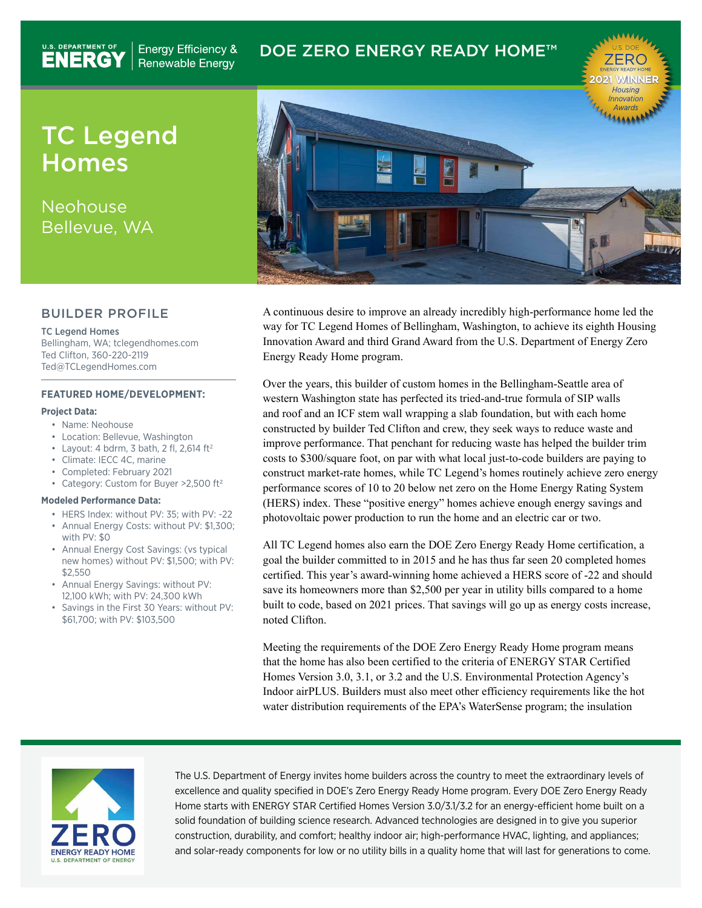U.S. DEPARTMENT OF ENERGY | Energy Efficiency & Renewable Energy

DOE ZERO ENERGY READY HOME™

U.S. DOE ZERO ENERGY READY HOME 2021 WINNER Housing Innovation Awards

# TC Legend Homes

Neohouse
Bellevue, WA

## BUILDER PROFILE

**TC Legend Homes**
Bellingham, WA; tclegendhomes.com
Ted Clifton, 360-220-2119
Ted@TCLegendHomes.com

### FEATURED HOME/DEVELOPMENT:

**Project Data:**

- Name: Neohouse
- Location: Bellevue, Washington
- Layout: 4 bdrm, 3 bath, 2 fl, 2,614 ft²
- Climate: IECC 4C, marine
- Completed: February 2021
- Category: Custom for Buyer >2,500 ft²

**Modeled Performance Data:**

- HERS Index: without PV: 35; with PV: -22
- Annual Energy Costs: without PV: $1,300; with PV: $0
- Annual Energy Cost Savings: (vs typical new homes) without PV: $1,500; with PV: $2,550
- Annual Energy Savings: without PV: 12,100 kWh; with PV: 24,300 kWh
- Savings in the First 30 Years: without PV: $61,700; with PV: $103,500

A continuous desire to improve an already incredibly high-performance home led the way for TC Legend Homes of Bellingham, Washington, to achieve its eighth Housing Innovation Award and third Grand Award from the U.S. Department of Energy Zero Energy Ready Home program.

Over the years, this builder of custom homes in the Bellingham-Seattle area of western Washington state has perfected its tried-and-true formula of SIP walls and roof and an ICF stem wall wrapping a slab foundation, but with each home constructed by builder Ted Clifton and crew, they seek ways to reduce waste and improve performance. That penchant for reducing waste has helped the builder trim costs to $300/square foot, on par with what local just-to-code builders are paying to construct market-rate homes, while TC Legend's homes routinely achieve zero energy performance scores of 10 to 20 below net zero on the Home Energy Rating System (HERS) index. These "positive energy" homes achieve enough energy savings and photovoltaic power production to run the home and an electric car or two.

All TC Legend homes also earn the DOE Zero Energy Ready Home certification, a goal the builder committed to in 2015 and he has thus far seen 20 completed homes certified. This year's award-winning home achieved a HERS score of -22 and should save its homeowners more than $2,500 per year in utility bills compared to a home built to code, based on 2021 prices. That savings will go up as energy costs increase, noted Clifton.

Meeting the requirements of the DOE Zero Energy Ready Home program means that the home has also been certified to the criteria of ENERGY STAR Certified Homes Version 3.0, 3.1, or 3.2 and the U.S. Environmental Protection Agency's Indoor airPLUS. Builders must also meet other efficiency requirements like the hot water distribution requirements of the EPA's WaterSense program; the insulation

ZERO ENERGY READY HOME U.S. DEPARTMENT OF ENERGY

The U.S. Department of Energy invites home builders across the country to meet the extraordinary levels of excellence and quality specified in DOE's Zero Energy Ready Home program. Every DOE Zero Energy Ready Home starts with ENERGY STAR Certified Homes Version 3.0/3.1/3.2 for an energy-efficient home built on a solid foundation of building science research. Advanced technologies are designed in to give you superior construction, durability, and comfort; healthy indoor air; high-performance HVAC, lighting, and appliances; and solar-ready components for low or no utility bills in a quality home that will last for generations to come.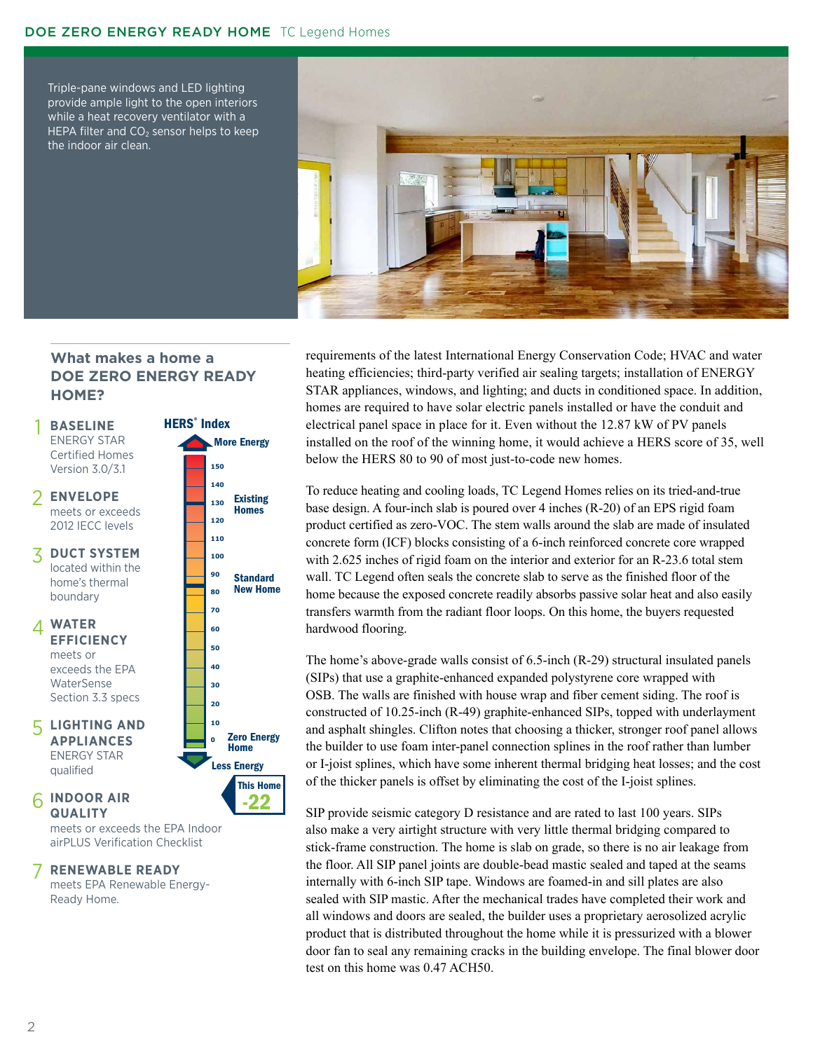Triple-pane windows and LED lighting provide ample light to the open interiors while a heat recovery ventilator with a HEPA filter and $CO_2$ sensor helps to keep the indoor air clean.

## What makes a home a DOE ZERO ENERGY READY HOME?

1. **BASELINE** ENERGY STAR Certified Homes Version 3.0/3.1
2. **ENVELOPE** meets or exceeds 2012 IECC levels
3. **DUCT SYSTEM** located within the home's thermal boundary
4. **WATER EFFICIENCY** meets or exceeds the EPA WaterSense Section 3.3 specs
5. **LIGHTING AND APPLIANCES** ENERGY STAR qualified
6. **INDOOR AIR QUALITY** meets or exceeds the EPA Indoor airPLUS Verification Checklist
7. **RENEWABLE READY** meets EPA Renewable Energy-Ready Home.

**HERS® Index**

More Energy — 150, 140, 130 (Existing Homes), 120, 110, 100, 90 (Standard New Home), 80, 70, 60, 50, 40, 30, 20, 10, 0 (Zero Energy Home) — Less Energy

This Home **-22**

requirements of the latest International Energy Conservation Code; HVAC and water heating efficiencies; third-party verified air sealing targets; installation of ENERGY STAR appliances, windows, and lighting; and ducts in conditioned space. In addition, homes are required to have solar electric panels installed or have the conduit and electrical panel space in place for it. Even without the 12.87 kW of PV panels installed on the roof of the winning home, it would achieve a HERS score of 35, well below the HERS 80 to 90 of most just-to-code new homes.

To reduce heating and cooling loads, TC Legend Homes relies on its tried-and-true base design. A four-inch slab is poured over 4 inches (R-20) of an EPS rigid foam product certified as zero-VOC. The stem walls around the slab are made of insulated concrete form (ICF) blocks consisting of a 6-inch reinforced concrete core wrapped with 2.625 inches of rigid foam on the interior and exterior for an R-23.6 total stem wall. TC Legend often seals the concrete slab to serve as the finished floor of the home because the exposed concrete readily absorbs passive solar heat and also easily transfers warmth from the radiant floor loops. On this home, the buyers requested hardwood flooring.

The home's above-grade walls consist of 6.5-inch (R-29) structural insulated panels (SIPs) that use a graphite-enhanced expanded polystyrene core wrapped with OSB. The walls are finished with house wrap and fiber cement siding. The roof is constructed of 10.25-inch (R-49) graphite-enhanced SIPs, topped with underlayment and asphalt shingles. Clifton notes that choosing a thicker, stronger roof panel allows the builder to use foam inter-panel connection splines in the roof rather than lumber or I-joist splines, which have some inherent thermal bridging heat losses; and the cost of the thicker panels is offset by eliminating the cost of the I-joist splines.

SIP provide seismic category D resistance and are rated to last 100 years. SIPs also make a very airtight structure with very little thermal bridging compared to stick-frame construction. The home is slab on grade, so there is no air leakage from the floor. All SIP panel joints are double-bead mastic sealed and taped at the seams internally with 6-inch SIP tape. Windows are foamed-in and sill plates are also sealed with SIP mastic. After the mechanical trades have completed their work and all windows and doors are sealed, the builder uses a proprietary aerosolized acrylic product that is distributed throughout the home while it is pressurized with a blower door fan to seal any remaining cracks in the building envelope. The final blower door test on this home was 0.47 ACH50.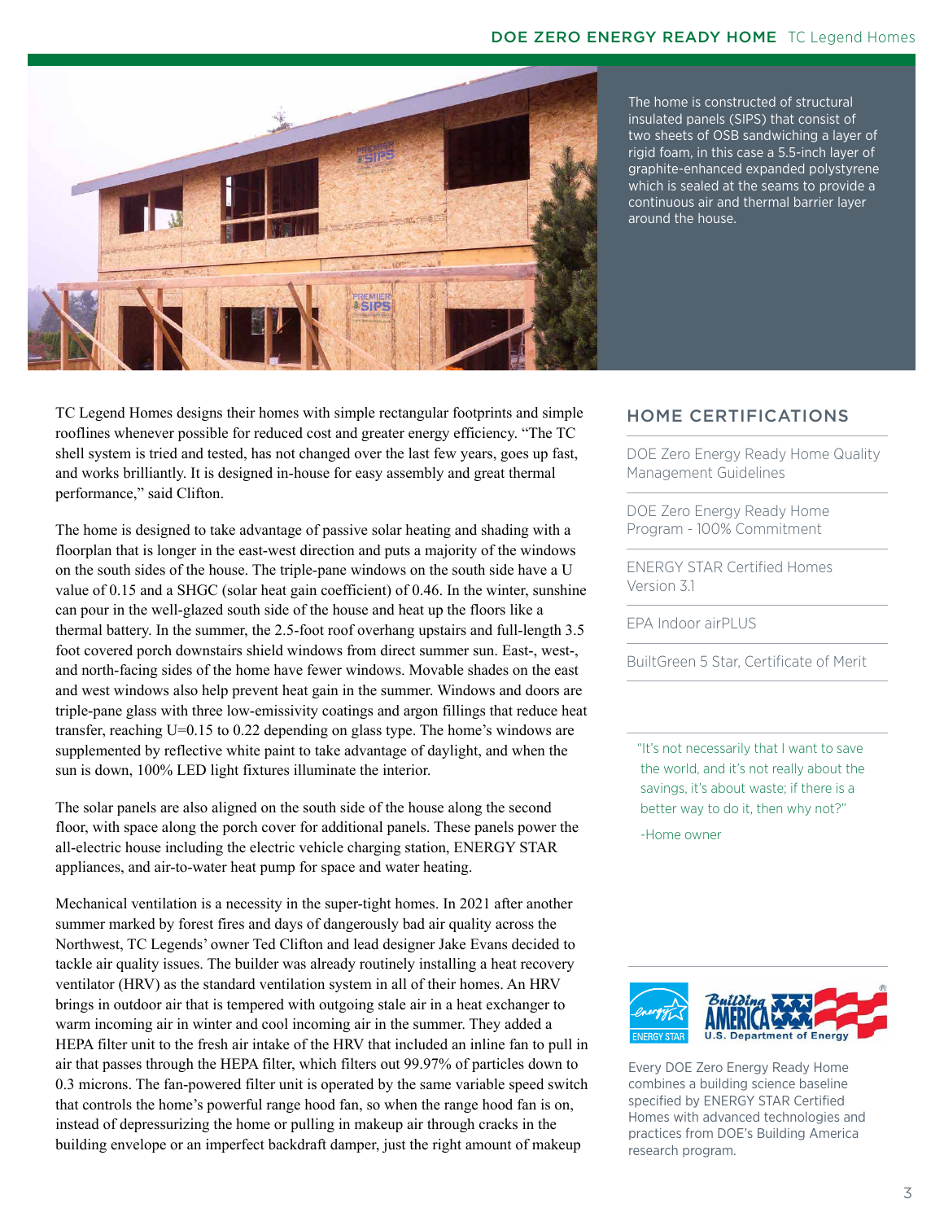The home is constructed of structural insulated panels (SIPS) that consist of two sheets of OSB sandwiching a layer of rigid foam, in this case a 5.5-inch layer of graphite-enhanced expanded polystyrene which is sealed at the seams to provide a continuous air and thermal barrier layer around the house.

TC Legend Homes designs their homes with simple rectangular footprints and simple rooflines whenever possible for reduced cost and greater energy efficiency. "The TC shell system is tried and tested, has not changed over the last few years, goes up fast, and works brilliantly. It is designed in-house for easy assembly and great thermal performance," said Clifton.

The home is designed to take advantage of passive solar heating and shading with a floorplan that is longer in the east-west direction and puts a majority of the windows on the south sides of the house. The triple-pane windows on the south side have a U value of 0.15 and a SHGC (solar heat gain coefficient) of 0.46. In the winter, sunshine can pour in the well-glazed south side of the house and heat up the floors like a thermal battery. In the summer, the 2.5-foot roof overhang upstairs and full-length 3.5 foot covered porch downstairs shield windows from direct summer sun. East-, west-, and north-facing sides of the home have fewer windows. Movable shades on the east and west windows also help prevent heat gain in the summer. Windows and doors are triple-pane glass with three low-emissivity coatings and argon fillings that reduce heat transfer, reaching U=0.15 to 0.22 depending on glass type. The home's windows are supplemented by reflective white paint to take advantage of daylight, and when the sun is down, 100% LED light fixtures illuminate the interior.

The solar panels are also aligned on the south side of the house along the second floor, with space along the porch cover for additional panels. These panels power the all-electric house including the electric vehicle charging station, ENERGY STAR appliances, and air-to-water heat pump for space and water heating.

Mechanical ventilation is a necessity in the super-tight homes. In 2021 after another summer marked by forest fires and days of dangerously bad air quality across the Northwest, TC Legends' owner Ted Clifton and lead designer Jake Evans decided to tackle air quality issues. The builder was already routinely installing a heat recovery ventilator (HRV) as the standard ventilation system in all of their homes. An HRV brings in outdoor air that is tempered with outgoing stale air in a heat exchanger to warm incoming air in winter and cool incoming air in the summer. They added a HEPA filter unit to the fresh air intake of the HRV that included an inline fan to pull in air that passes through the HEPA filter, which filters out 99.97% of particles down to 0.3 microns. The fan-powered filter unit is operated by the same variable speed switch that controls the home's powerful range hood fan, so when the range hood fan is on, instead of depressurizing the home or pulling in makeup air through cracks in the building envelope or an imperfect backdraft damper, just the right amount of makeup

## HOME CERTIFICATIONS

- DOE Zero Energy Ready Home Quality Management Guidelines
- DOE Zero Energy Ready Home Program - 100% Commitment
- ENERGY STAR Certified Homes Version 3.1
- EPA Indoor airPLUS
- BuiltGreen 5 Star, Certificate of Merit

"It's not necessarily that I want to save the world, and it's not really about the savings, it's about waste; if there is a better way to do it, then why not?"

-Home owner

Every DOE Zero Energy Ready Home combines a building science baseline specified by ENERGY STAR Certified Homes with advanced technologies and practices from DOE's Building America research program.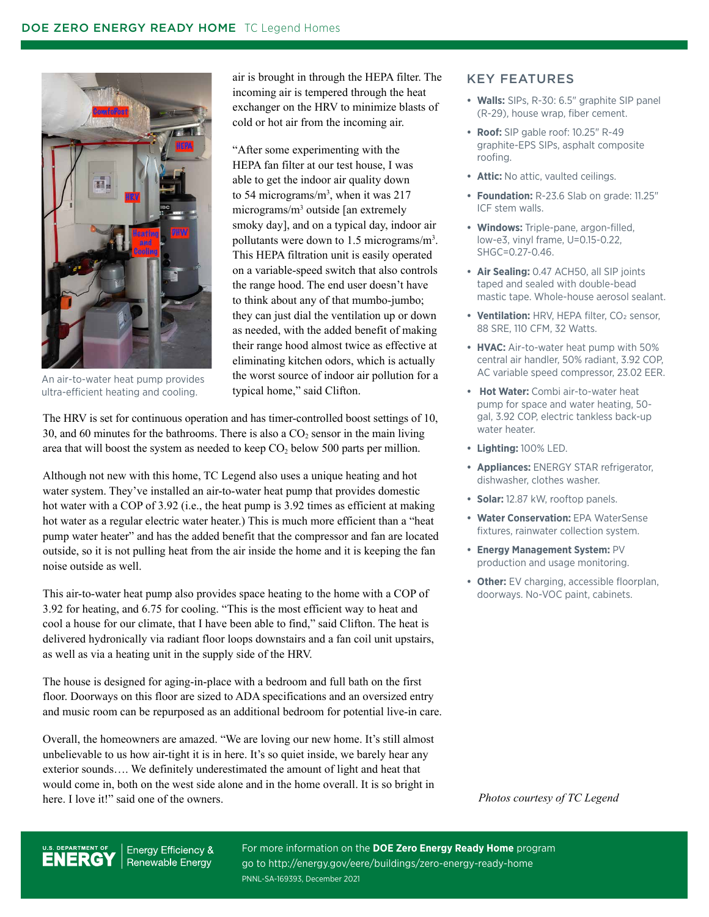An air-to-water heat pump provides ultra-efficient heating and cooling.

air is brought in through the HEPA filter. The incoming air is tempered through the heat exchanger on the HRV to minimize blasts of cold or hot air from the incoming air.

"After some experimenting with the HEPA fan filter at our test house, I was able to get the indoor air quality down to 54 micrograms/m$^3$, when it was 217 micrograms/m$^3$ outside [an extremely smoky day], and on a typical day, indoor air pollutants were down to 1.5 micrograms/m$^3$. This HEPA filtration unit is easily operated on a variable-speed switch that also controls the range hood. The end user doesn't have to think about any of that mumbo-jumbo; they can just dial the ventilation up or down as needed, with the added benefit of making their range hood almost twice as effective at eliminating kitchen odors, which is actually the worst source of indoor air pollution for a typical home," said Clifton.

The HRV is set for continuous operation and has timer-controlled boost settings of 10, 30, and 60 minutes for the bathrooms. There is also a $CO_2$ sensor in the main living area that will boost the system as needed to keep $CO_2$ below 500 parts per million.

Although not new with this home, TC Legend also uses a unique heating and hot water system. They've installed an air-to-water heat pump that provides domestic hot water with a COP of 3.92 (i.e., the heat pump is 3.92 times as efficient at making hot water as a regular electric water heater.) This is much more efficient than a "heat pump water heater" and has the added benefit that the compressor and fan are located outside, so it is not pulling heat from the air inside the home and it is keeping the fan noise outside as well.

This air-to-water heat pump also provides space heating to the home with a COP of 3.92 for heating, and 6.75 for cooling. "This is the most efficient way to heat and cool a house for our climate, that I have been able to find," said Clifton. The heat is delivered hydronically via radiant floor loops downstairs and a fan coil unit upstairs, as well as via a heating unit in the supply side of the HRV.

The house is designed for aging-in-place with a bedroom and full bath on the first floor. Doorways on this floor are sized to ADA specifications and an oversized entry and music room can be repurposed as an additional bedroom for potential live-in care.

Overall, the homeowners are amazed. "We are loving our new home. It's still almost unbelievable to us how air-tight it is in here. It's so quiet inside, we barely hear any exterior sounds…. We definitely underestimated the amount of light and heat that would come in, both on the west side alone and in the home overall. It is so bright in here. I love it!" said one of the owners.

## KEY FEATURES

- **Walls:** SIPs, R-30: 6.5" graphite SIP panel (R-29), house wrap, fiber cement.
- **Roof:** SIP gable roof: 10.25" R-49 graphite-EPS SIPs, asphalt composite roofing.
- **Attic:** No attic, vaulted ceilings.
- **Foundation:** R-23.6 Slab on grade: 11.25" ICF stem walls.
- **Windows:** Triple-pane, argon-filled, low-e3, vinyl frame, U=0.15-0.22, SHGC=0.27-0.46.
- **Air Sealing:** 0.47 ACH50, all SIP joints taped and sealed with double-bead mastic tape. Whole-house aerosol sealant.
- **Ventilation:** HRV, HEPA filter, $CO_2$ sensor, 88 SRE, 110 CFM, 32 Watts.
- **HVAC:** Air-to-water heat pump with 50% central air handler, 50% radiant, 3.92 COP, AC variable speed compressor, 23.02 EER.
- **Hot Water:** Combi air-to-water heat pump for space and water heating, 50-gal, 3.92 COP, electric tankless back-up water heater.
- **Lighting:** 100% LED.
- **Appliances:** ENERGY STAR refrigerator, dishwasher, clothes washer.
- **Solar:** 12.87 kW, rooftop panels.
- **Water Conservation:** EPA WaterSense fixtures, rainwater collection system.
- **Energy Management System:** PV production and usage monitoring.
- **Other:** EV charging, accessible floorplan, doorways. No-VOC paint, cabinets.

*Photos courtesy of TC Legend*

U.S. DEPARTMENT OF ENERGY | Energy Efficiency & Renewable Energy

For more information on the **DOE Zero Energy Ready Home** program go to http://energy.gov/eere/buildings/zero-energy-ready-home

PNNL-SA-169393, December 2021